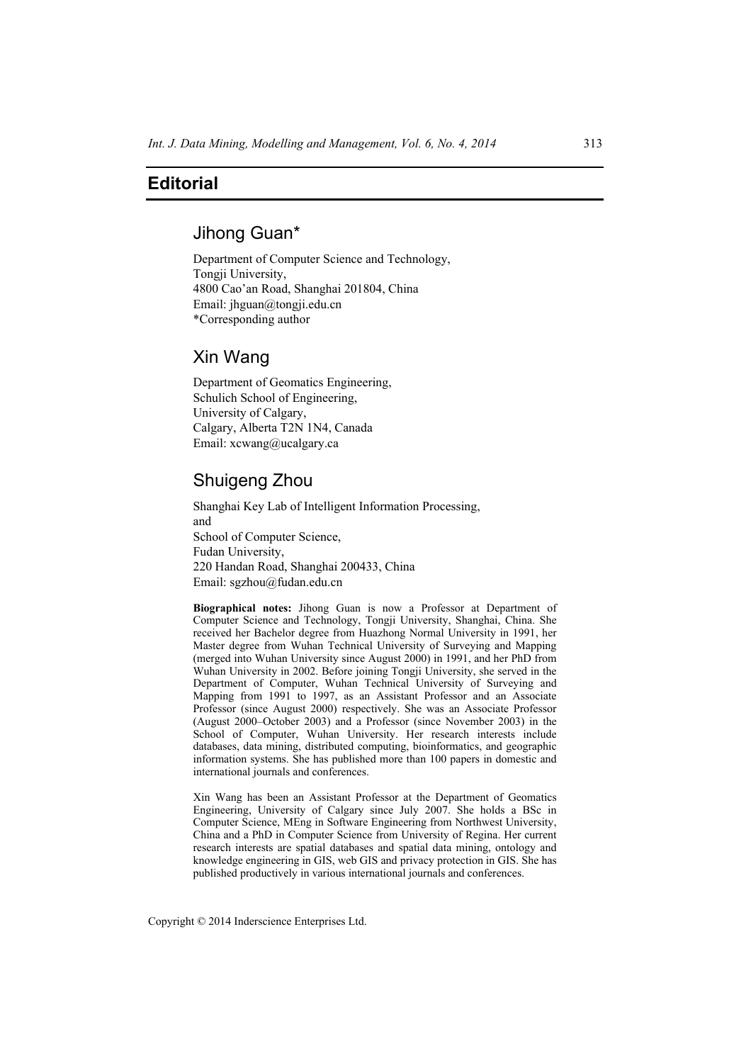# Editorial

## Jihong Guan*

Department of Computer Science and Technology,
Tongji University,
4800 Cao'an Road, Shanghai 201804, China
Email: jhguan@tongji.edu.cn
*Corresponding author

## Xin Wang

Department of Geomatics Engineering,
Schulich School of Engineering,
University of Calgary,
Calgary, Alberta T2N 1N4, Canada
Email: xcwang@ucalgary.ca

## Shuigeng Zhou

Shanghai Key Lab of Intelligent Information Processing,
and
School of Computer Science,
Fudan University,
220 Handan Road, Shanghai 200433, China
Email: sgzhou@fudan.edu.cn

**Biographical notes:** Jihong Guan is now a Professor at Department of Computer Science and Technology, Tongji University, Shanghai, China. She received her Bachelor degree from Huazhong Normal University in 1991, her Master degree from Wuhan Technical University of Surveying and Mapping (merged into Wuhan University since August 2000) in 1991, and her PhD from Wuhan University in 2002. Before joining Tongji University, she served in the Department of Computer, Wuhan Technical University of Surveying and Mapping from 1991 to 1997, as an Assistant Professor and an Associate Professor (since August 2000) respectively. She was an Associate Professor (August 2000–October 2003) and a Professor (since November 2003) in the School of Computer, Wuhan University. Her research interests include databases, data mining, distributed computing, bioinformatics, and geographic information systems. She has published more than 100 papers in domestic and international journals and conferences.

Xin Wang has been an Assistant Professor at the Department of Geomatics Engineering, University of Calgary since July 2007. She holds a BSc in Computer Science, MEng in Software Engineering from Northwest University, China and a PhD in Computer Science from University of Regina. Her current research interests are spatial databases and spatial data mining, ontology and knowledge engineering in GIS, web GIS and privacy protection in GIS. She has published productively in various international journals and conferences.

Copyright © 2014 Inderscience Enterprises Ltd.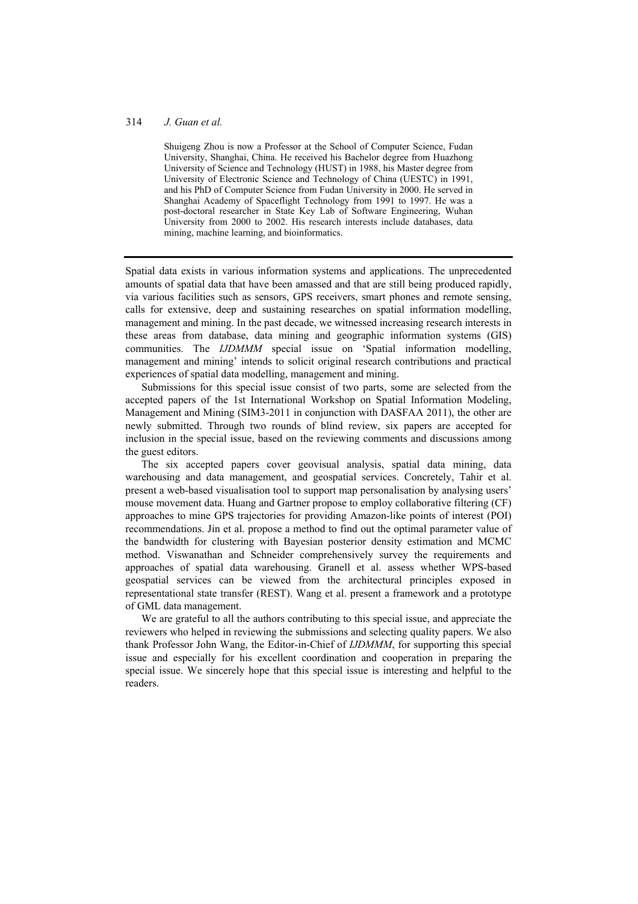Shuigeng Zhou is now a Professor at the School of Computer Science, Fudan University, Shanghai, China. He received his Bachelor degree from Huazhong University of Science and Technology (HUST) in 1988, his Master degree from University of Electronic Science and Technology of China (UESTC) in 1991, and his PhD of Computer Science from Fudan University in 2000. He served in Shanghai Academy of Spaceflight Technology from 1991 to 1997. He was a post-doctoral researcher in State Key Lab of Software Engineering, Wuhan University from 2000 to 2002. His research interests include databases, data mining, machine learning, and bioinformatics.

---

Spatial data exists in various information systems and applications. The unprecedented amounts of spatial data that have been amassed and that are still being produced rapidly, via various facilities such as sensors, GPS receivers, smart phones and remote sensing, calls for extensive, deep and sustaining researches on spatial information modelling, management and mining. In the past decade, we witnessed increasing research interests in these areas from database, data mining and geographic information systems (GIS) communities. The *IJDMMM* special issue on 'Spatial information modelling, management and mining' intends to solicit original research contributions and practical experiences of spatial data modelling, management and mining.

Submissions for this special issue consist of two parts, some are selected from the accepted papers of the 1st International Workshop on Spatial Information Modeling, Management and Mining (SIM3-2011 in conjunction with DASFAA 2011), the other are newly submitted. Through two rounds of blind review, six papers are accepted for inclusion in the special issue, based on the reviewing comments and discussions among the guest editors.

The six accepted papers cover geovisual analysis, spatial data mining, data warehousing and data management, and geospatial services. Concretely, Tahir et al. present a web-based visualisation tool to support map personalisation by analysing users' mouse movement data. Huang and Gartner propose to employ collaborative filtering (CF) approaches to mine GPS trajectories for providing Amazon-like points of interest (POI) recommendations. Jin et al. propose a method to find out the optimal parameter value of the bandwidth for clustering with Bayesian posterior density estimation and MCMC method. Viswanathan and Schneider comprehensively survey the requirements and approaches of spatial data warehousing. Granell et al. assess whether WPS-based geospatial services can be viewed from the architectural principles exposed in representational state transfer (REST). Wang et al. present a framework and a prototype of GML data management.

We are grateful to all the authors contributing to this special issue, and appreciate the reviewers who helped in reviewing the submissions and selecting quality papers. We also thank Professor John Wang, the Editor-in-Chief of *IJDMMM*, for supporting this special issue and especially for his excellent coordination and cooperation in preparing the special issue. We sincerely hope that this special issue is interesting and helpful to the readers.